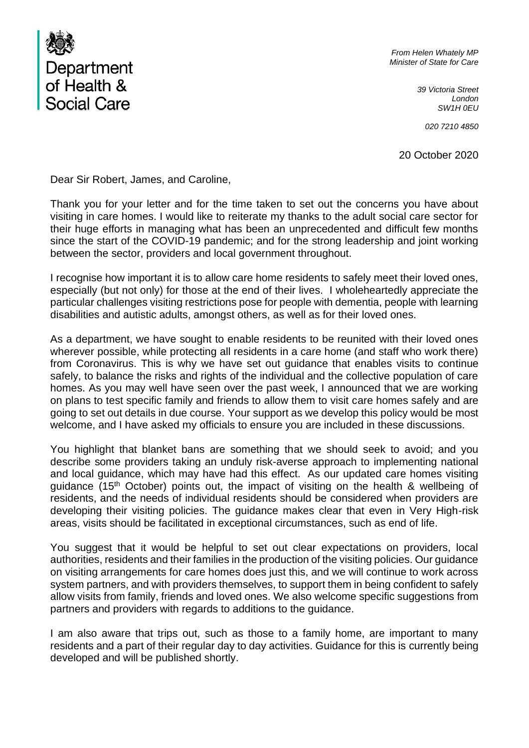Department of Health & Social Care

*From Helen Whately MP*
*Minister of State for Care*

*39 Victoria Street*
*London*
*SW1H 0EU*

*020 7210 4850*

20 October 2020

Dear Sir Robert, James, and Caroline,

Thank you for your letter and for the time taken to set out the concerns you have about visiting in care homes. I would like to reiterate my thanks to the adult social care sector for their huge efforts in managing what has been an unprecedented and difficult few months since the start of the COVID-19 pandemic; and for the strong leadership and joint working between the sector, providers and local government throughout.

I recognise how important it is to allow care home residents to safely meet their loved ones, especially (but not only) for those at the end of their lives. I wholeheartedly appreciate the particular challenges visiting restrictions pose for people with dementia, people with learning disabilities and autistic adults, amongst others, as well as for their loved ones.

As a department, we have sought to enable residents to be reunited with their loved ones wherever possible, while protecting all residents in a care home (and staff who work there) from Coronavirus. This is why we have set out guidance that enables visits to continue safely, to balance the risks and rights of the individual and the collective population of care homes. As you may well have seen over the past week, I announced that we are working on plans to test specific family and friends to allow them to visit care homes safely and are going to set out details in due course. Your support as we develop this policy would be most welcome, and I have asked my officials to ensure you are included in these discussions.

You highlight that blanket bans are something that we should seek to avoid; and you describe some providers taking an unduly risk-averse approach to implementing national and local guidance, which may have had this effect. As our updated care homes visiting guidance (15th October) points out, the impact of visiting on the health & wellbeing of residents, and the needs of individual residents should be considered when providers are developing their visiting policies. The guidance makes clear that even in Very High-risk areas, visits should be facilitated in exceptional circumstances, such as end of life.

You suggest that it would be helpful to set out clear expectations on providers, local authorities, residents and their families in the production of the visiting policies. Our guidance on visiting arrangements for care homes does just this, and we will continue to work across system partners, and with providers themselves, to support them in being confident to safely allow visits from family, friends and loved ones. We also welcome specific suggestions from partners and providers with regards to additions to the guidance.

I am also aware that trips out, such as those to a family home, are important to many residents and a part of their regular day to day activities. Guidance for this is currently being developed and will be published shortly.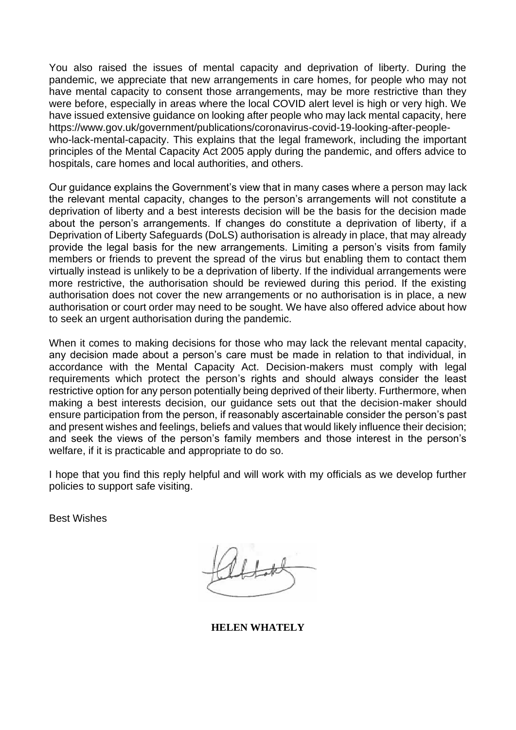You also raised the issues of mental capacity and deprivation of liberty. During the pandemic, we appreciate that new arrangements in care homes, for people who may not have mental capacity to consent those arrangements, may be more restrictive than they were before, especially in areas where the local COVID alert level is high or very high. We have issued extensive guidance on looking after people who may lack mental capacity, here https://www.gov.uk/government/publications/coronavirus-covid-19-looking-after-people-who-lack-mental-capacity. This explains that the legal framework, including the important principles of the Mental Capacity Act 2005 apply during the pandemic, and offers advice to hospitals, care homes and local authorities, and others.

Our guidance explains the Government's view that in many cases where a person may lack the relevant mental capacity, changes to the person's arrangements will not constitute a deprivation of liberty and a best interests decision will be the basis for the decision made about the person's arrangements. If changes do constitute a deprivation of liberty, if a Deprivation of Liberty Safeguards (DoLS) authorisation is already in place, that may already provide the legal basis for the new arrangements. Limiting a person's visits from family members or friends to prevent the spread of the virus but enabling them to contact them virtually instead is unlikely to be a deprivation of liberty. If the individual arrangements were more restrictive, the authorisation should be reviewed during this period. If the existing authorisation does not cover the new arrangements or no authorisation is in place, a new authorisation or court order may need to be sought. We have also offered advice about how to seek an urgent authorisation during the pandemic.

When it comes to making decisions for those who may lack the relevant mental capacity, any decision made about a person's care must be made in relation to that individual, in accordance with the Mental Capacity Act. Decision-makers must comply with legal requirements which protect the person's rights and should always consider the least restrictive option for any person potentially being deprived of their liberty. Furthermore, when making a best interests decision, our guidance sets out that the decision-maker should ensure participation from the person, if reasonably ascertainable consider the person's past and present wishes and feelings, beliefs and values that would likely influence their decision; and seek the views of the person's family members and those interest in the person's welfare, if it is practicable and appropriate to do so.

I hope that you find this reply helpful and will work with my officials as we develop further policies to support safe visiting.

Best Wishes

**HELEN WHATELY**